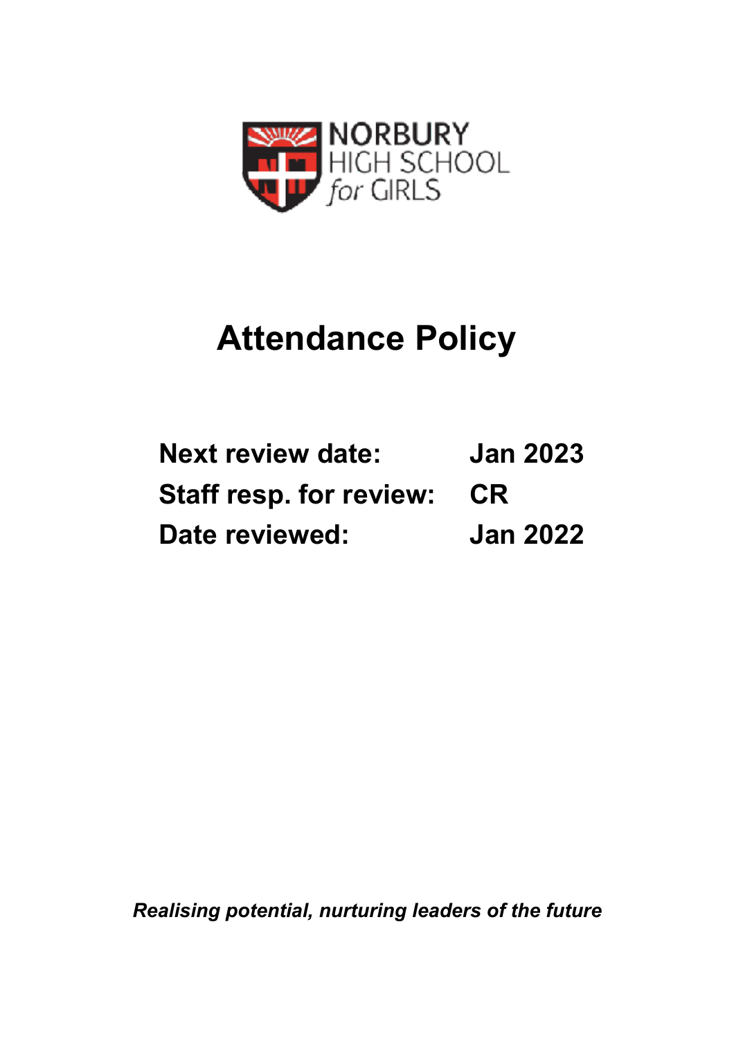NORBURY HIGH SCHOOL *for* GIRLS

# Attendance Policy

| | |
|---|---|
| **Next review date:** | **Jan 2023** |
| **Staff resp. for review:** | **CR** |
| **Date reviewed:** | **Jan 2022** |

***Realising potential, nurturing leaders of the future***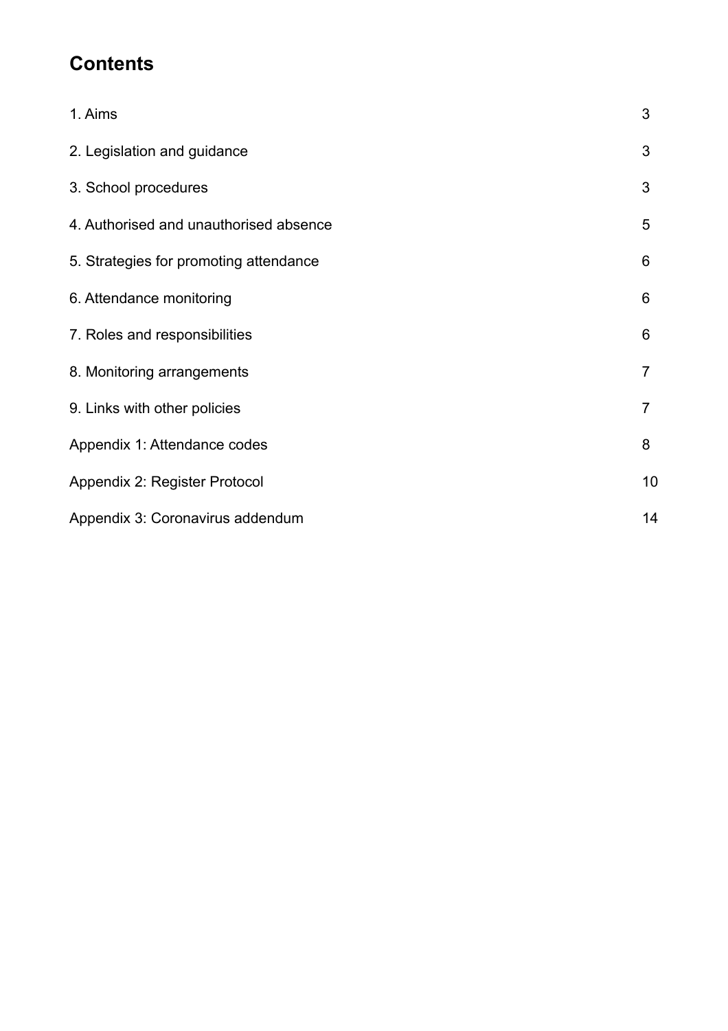# Contents

| | |
|---|---|
| 1. Aims | 3 |
| 2. Legislation and guidance | 3 |
| 3. School procedures | 3 |
| 4. Authorised and unauthorised absence | 5 |
| 5. Strategies for promoting attendance | 6 |
| 6. Attendance monitoring | 6 |
| 7. Roles and responsibilities | 6 |
| 8. Monitoring arrangements | 7 |
| 9. Links with other policies | 7 |
| Appendix 1: Attendance codes | 8 |
| Appendix 2: Register Protocol | 10 |
| Appendix 3: Coronavirus addendum | 14 |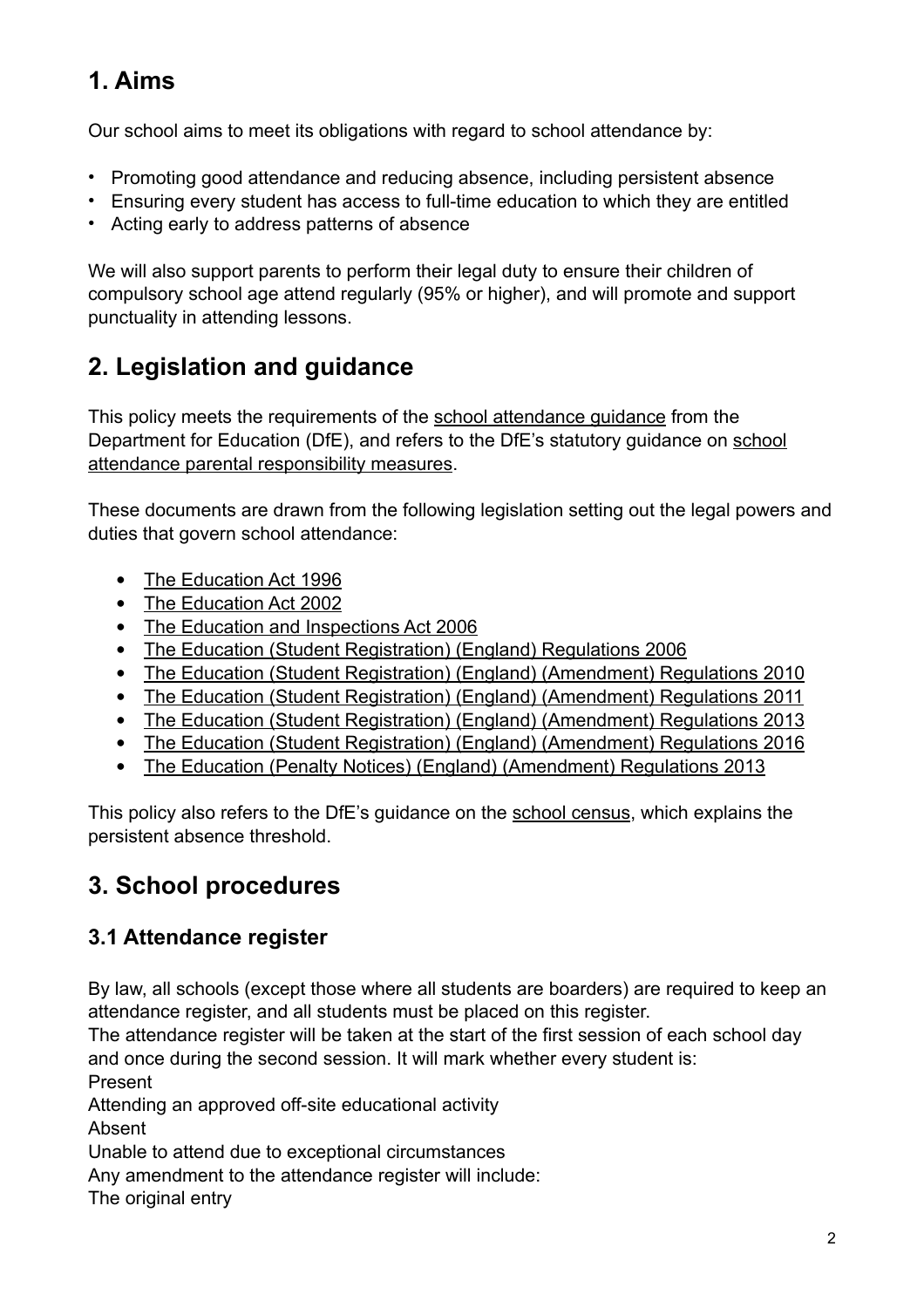## 1. Aims

Our school aims to meet its obligations with regard to school attendance by:

- Promoting good attendance and reducing absence, including persistent absence
- Ensuring every student has access to full-time education to which they are entitled
- Acting early to address patterns of absence

We will also support parents to perform their legal duty to ensure their children of compulsory school age attend regularly (95% or higher), and will promote and support punctuality in attending lessons.

## 2. Legislation and guidance

This policy meets the requirements of the school attendance guidance from the Department for Education (DfE), and refers to the DfE's statutory guidance on school attendance parental responsibility measures.

These documents are drawn from the following legislation setting out the legal powers and duties that govern school attendance:

- The Education Act 1996
- The Education Act 2002
- The Education and Inspections Act 2006
- The Education (Student Registration) (England) Regulations 2006
- The Education (Student Registration) (England) (Amendment) Regulations 2010
- The Education (Student Registration) (England) (Amendment) Regulations 2011
- The Education (Student Registration) (England) (Amendment) Regulations 2013
- The Education (Student Registration) (England) (Amendment) Regulations 2016
- The Education (Penalty Notices) (England) (Amendment) Regulations 2013

This policy also refers to the DfE's guidance on the school census, which explains the persistent absence threshold.

## 3. School procedures

### 3.1 Attendance register

By law, all schools (except those where all students are boarders) are required to keep an attendance register, and all students must be placed on this register.
The attendance register will be taken at the start of the first session of each school day and once during the second session. It will mark whether every student is:
Present
Attending an approved off-site educational activity
Absent
Unable to attend due to exceptional circumstances
Any amendment to the attendance register will include:
The original entry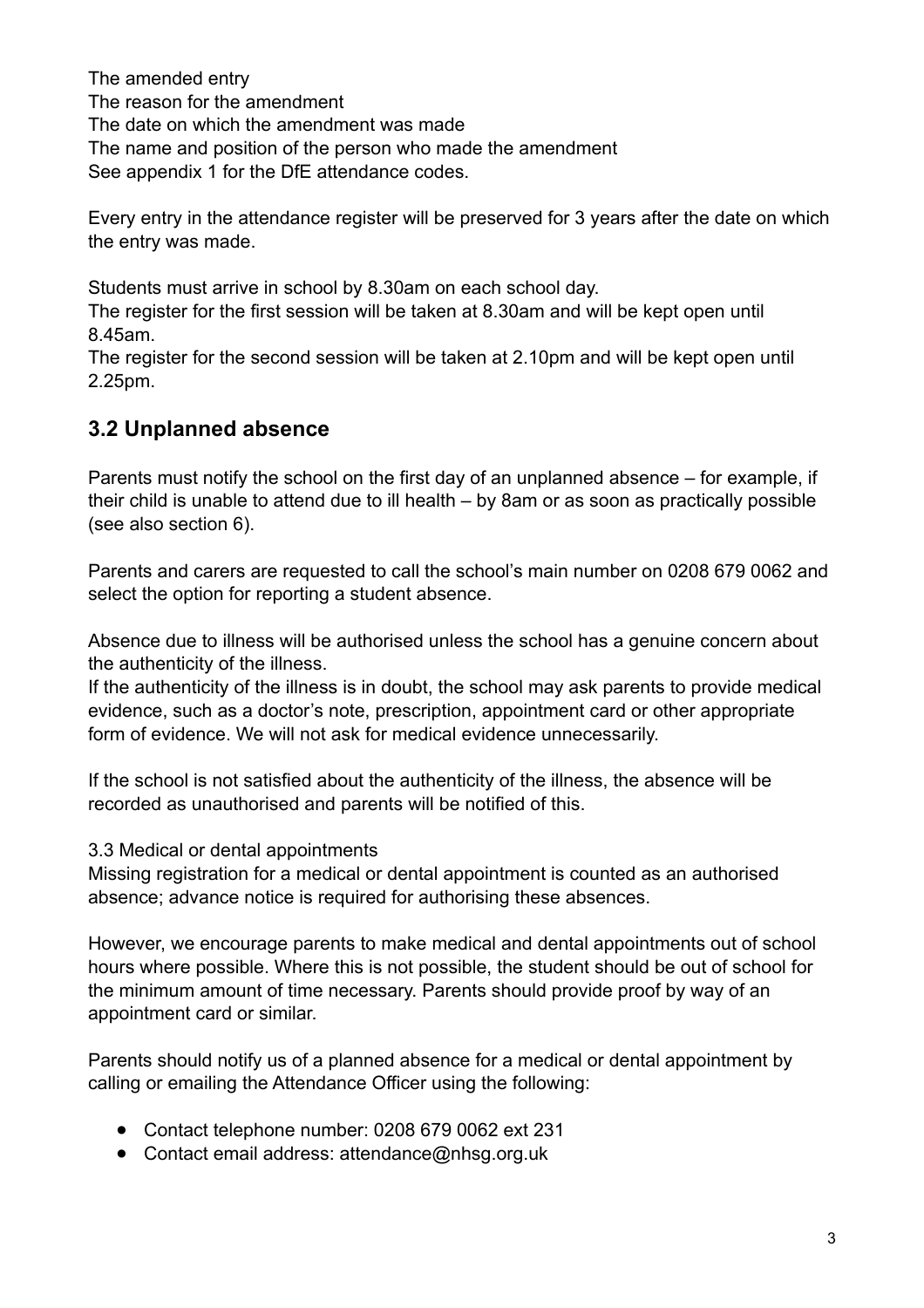The amended entry
The reason for the amendment
The date on which the amendment was made
The name and position of the person who made the amendment
See appendix 1 for the DfE attendance codes.

Every entry in the attendance register will be preserved for 3 years after the date on which the entry was made.

Students must arrive in school by 8.30am on each school day.
The register for the first session will be taken at 8.30am and will be kept open until 8.45am.
The register for the second session will be taken at 2.10pm and will be kept open until 2.25pm.

## 3.2 Unplanned absence

Parents must notify the school on the first day of an unplanned absence – for example, if their child is unable to attend due to ill health – by 8am or as soon as practically possible (see also section 6).

Parents and carers are requested to call the school's main number on 0208 679 0062 and select the option for reporting a student absence.

Absence due to illness will be authorised unless the school has a genuine concern about the authenticity of the illness.
If the authenticity of the illness is in doubt, the school may ask parents to provide medical evidence, such as a doctor's note, prescription, appointment card or other appropriate form of evidence. We will not ask for medical evidence unnecessarily.

If the school is not satisfied about the authenticity of the illness, the absence will be recorded as unauthorised and parents will be notified of this.

3.3 Medical or dental appointments
Missing registration for a medical or dental appointment is counted as an authorised absence; advance notice is required for authorising these absences.

However, we encourage parents to make medical and dental appointments out of school hours where possible. Where this is not possible, the student should be out of school for the minimum amount of time necessary. Parents should provide proof by way of an appointment card or similar.

Parents should notify us of a planned absence for a medical or dental appointment by calling or emailing the Attendance Officer using the following:

- Contact telephone number: 0208 679 0062 ext 231
- Contact email address: attendance@nhsg.org.uk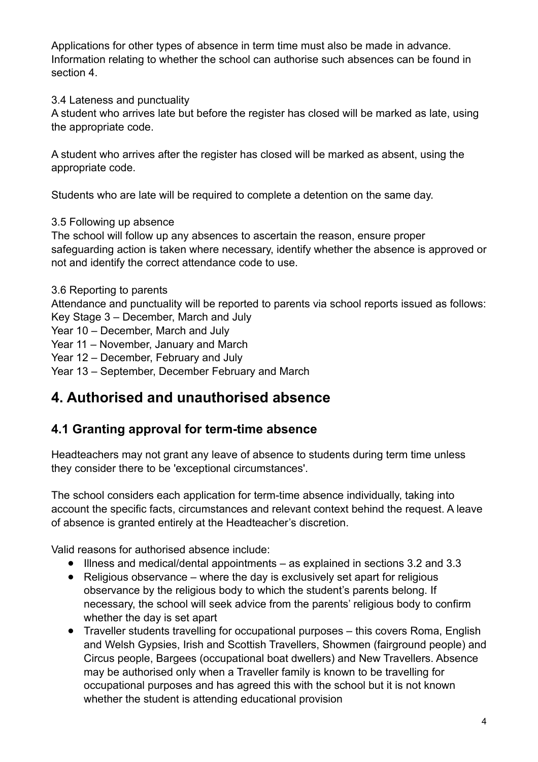Applications for other types of absence in term time must also be made in advance. Information relating to whether the school can authorise such absences can be found in section 4.

3.4 Lateness and punctuality

A student who arrives late but before the register has closed will be marked as late, using the appropriate code.

A student who arrives after the register has closed will be marked as absent, using the appropriate code.

Students who are late will be required to complete a detention on the same day.

3.5 Following up absence

The school will follow up any absences to ascertain the reason, ensure proper safeguarding action is taken where necessary, identify whether the absence is approved or not and identify the correct attendance code to use.

3.6 Reporting to parents

Attendance and punctuality will be reported to parents via school reports issued as follows:
Key Stage 3 – December, March and July
Year 10 – December, March and July
Year 11 – November, January and March
Year 12 – December, February and July
Year 13 – September, December February and March

## 4. Authorised and unauthorised absence

### 4.1 Granting approval for term-time absence

Headteachers may not grant any leave of absence to students during term time unless they consider there to be 'exceptional circumstances'.

The school considers each application for term-time absence individually, taking into account the specific facts, circumstances and relevant context behind the request. A leave of absence is granted entirely at the Headteacher's discretion.

Valid reasons for authorised absence include:

- Illness and medical/dental appointments – as explained in sections 3.2 and 3.3
- Religious observance – where the day is exclusively set apart for religious observance by the religious body to which the student's parents belong. If necessary, the school will seek advice from the parents' religious body to confirm whether the day is set apart
- Traveller students travelling for occupational purposes – this covers Roma, English and Welsh Gypsies, Irish and Scottish Travellers, Showmen (fairground people) and Circus people, Bargees (occupational boat dwellers) and New Travellers. Absence may be authorised only when a Traveller family is known to be travelling for occupational purposes and has agreed this with the school but it is not known whether the student is attending educational provision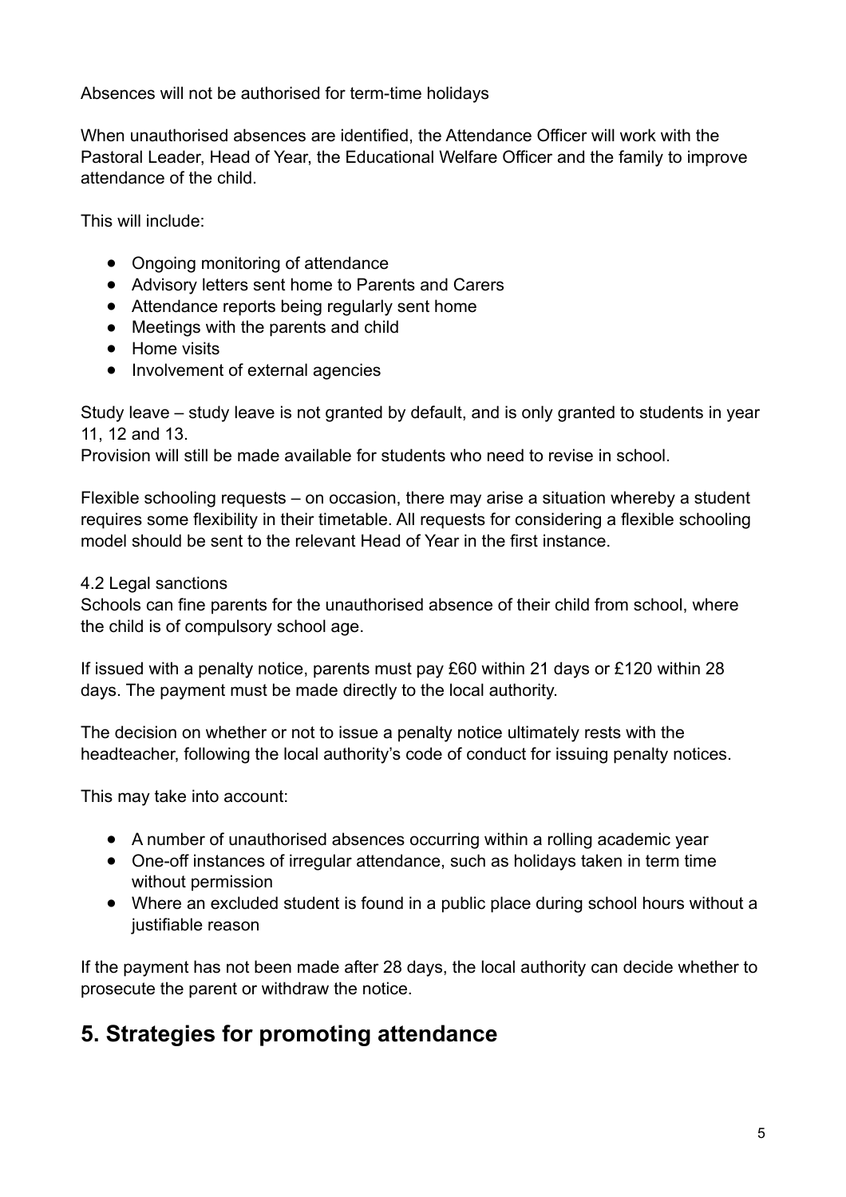Absences will not be authorised for term-time holidays

When unauthorised absences are identified, the Attendance Officer will work with the Pastoral Leader, Head of Year, the Educational Welfare Officer and the family to improve attendance of the child.

This will include:

- Ongoing monitoring of attendance
- Advisory letters sent home to Parents and Carers
- Attendance reports being regularly sent home
- Meetings with the parents and child
- Home visits
- Involvement of external agencies

Study leave – study leave is not granted by default, and is only granted to students in year 11, 12 and 13.
Provision will still be made available for students who need to revise in school.

Flexible schooling requests – on occasion, there may arise a situation whereby a student requires some flexibility in their timetable. All requests for considering a flexible schooling model should be sent to the relevant Head of Year in the first instance.

4.2 Legal sanctions
Schools can fine parents for the unauthorised absence of their child from school, where the child is of compulsory school age.

If issued with a penalty notice, parents must pay £60 within 21 days or £120 within 28 days. The payment must be made directly to the local authority.

The decision on whether or not to issue a penalty notice ultimately rests with the headteacher, following the local authority's code of conduct for issuing penalty notices.

This may take into account:

- A number of unauthorised absences occurring within a rolling academic year
- One-off instances of irregular attendance, such as holidays taken in term time without permission
- Where an excluded student is found in a public place during school hours without a justifiable reason

If the payment has not been made after 28 days, the local authority can decide whether to prosecute the parent or withdraw the notice.

## 5. Strategies for promoting attendance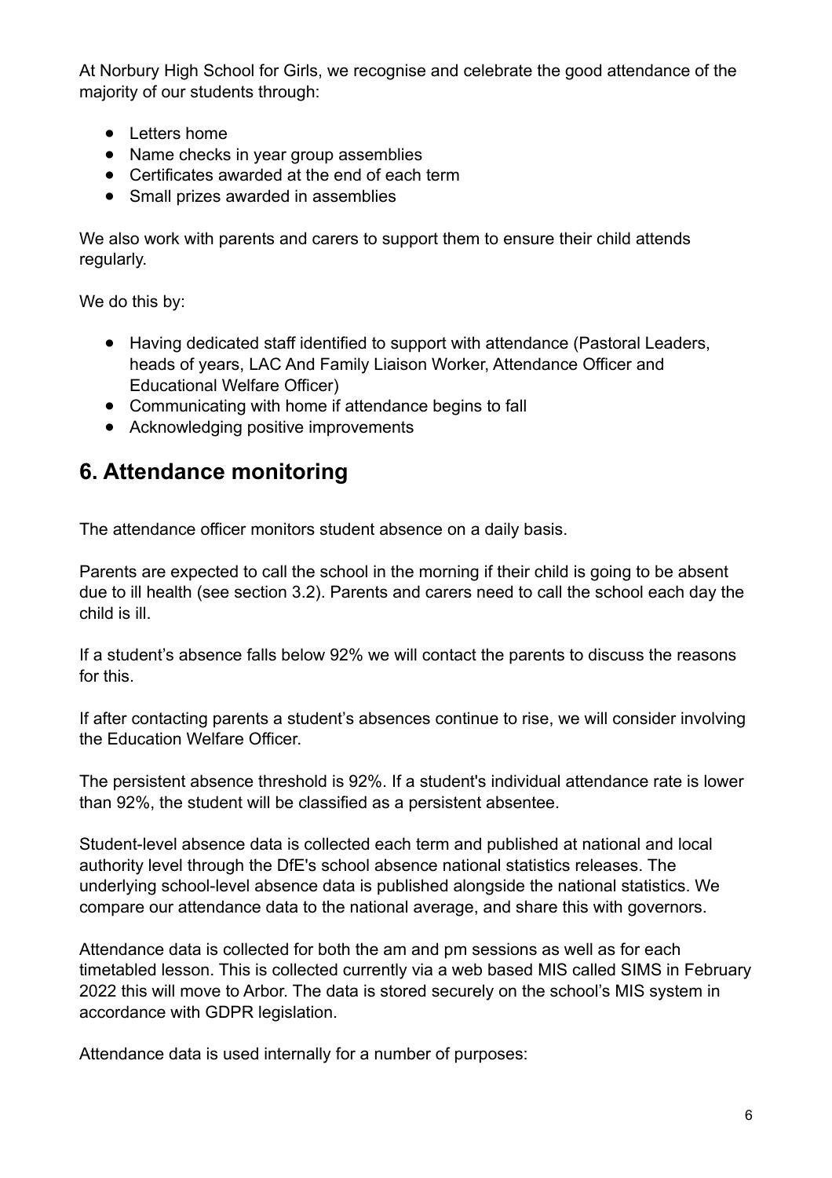At Norbury High School for Girls, we recognise and celebrate the good attendance of the majority of our students through:

- Letters home
- Name checks in year group assemblies
- Certificates awarded at the end of each term
- Small prizes awarded in assemblies

We also work with parents and carers to support them to ensure their child attends regularly.

We do this by:

- Having dedicated staff identified to support with attendance (Pastoral Leaders, heads of years, LAC And Family Liaison Worker, Attendance Officer and Educational Welfare Officer)
- Communicating with home if attendance begins to fall
- Acknowledging positive improvements

## 6. Attendance monitoring

The attendance officer monitors student absence on a daily basis.

Parents are expected to call the school in the morning if their child is going to be absent due to ill health (see section 3.2). Parents and carers need to call the school each day the child is ill.

If a student's absence falls below 92% we will contact the parents to discuss the reasons for this.

If after contacting parents a student's absences continue to rise, we will consider involving the Education Welfare Officer.

The persistent absence threshold is 92%. If a student's individual attendance rate is lower than 92%, the student will be classified as a persistent absentee.

Student-level absence data is collected each term and published at national and local authority level through the DfE's school absence national statistics releases. The underlying school-level absence data is published alongside the national statistics. We compare our attendance data to the national average, and share this with governors.

Attendance data is collected for both the am and pm sessions as well as for each timetabled lesson. This is collected currently via a web based MIS called SIMS in February 2022 this will move to Arbor. The data is stored securely on the school's MIS system in accordance with GDPR legislation.

Attendance data is used internally for a number of purposes: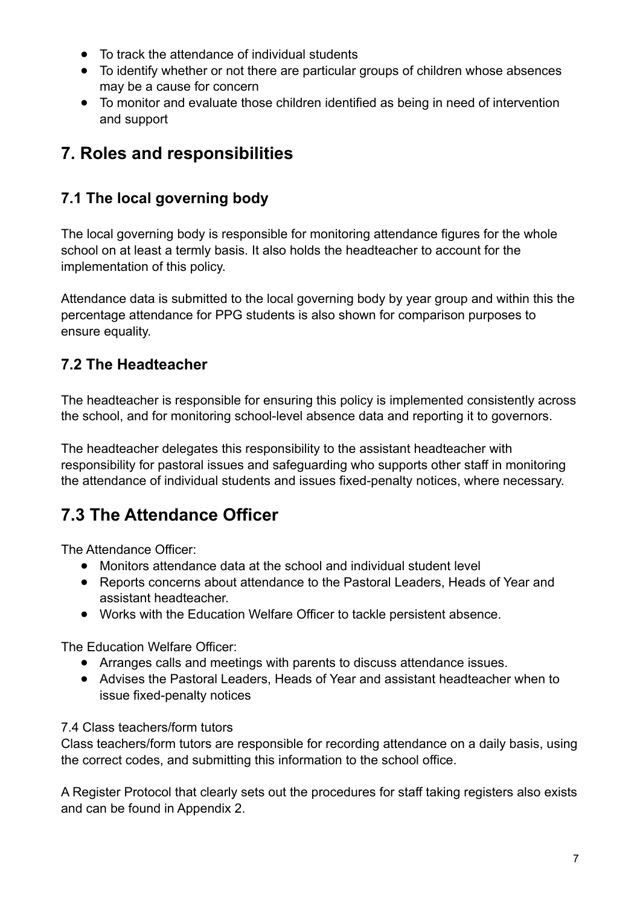- To track the attendance of individual students
- To identify whether or not there are particular groups of children whose absences may be a cause for concern
- To monitor and evaluate those children identified as being in need of intervention and support

## 7. Roles and responsibilities

### 7.1 The local governing body

The local governing body is responsible for monitoring attendance figures for the whole school on at least a termly basis. It also holds the headteacher to account for the implementation of this policy.

Attendance data is submitted to the local governing body by year group and within this the percentage attendance for PPG students is also shown for comparison purposes to ensure equality.

### 7.2 The Headteacher

The headteacher is responsible for ensuring this policy is implemented consistently across the school, and for monitoring school-level absence data and reporting it to governors.

The headteacher delegates this responsibility to the assistant headteacher with responsibility for pastoral issues and safeguarding who supports other staff in monitoring the attendance of individual students and issues fixed-penalty notices, where necessary.

## 7.3 The Attendance Officer

The Attendance Officer:

- Monitors attendance data at the school and individual student level
- Reports concerns about attendance to the Pastoral Leaders, Heads of Year and assistant headteacher.
- Works with the Education Welfare Officer to tackle persistent absence.

The Education Welfare Officer:

- Arranges calls and meetings with parents to discuss attendance issues.
- Advises the Pastoral Leaders, Heads of Year and assistant headteacher when to issue fixed-penalty notices

7.4 Class teachers/form tutors

Class teachers/form tutors are responsible for recording attendance on a daily basis, using the correct codes, and submitting this information to the school office.

A Register Protocol that clearly sets out the procedures for staff taking registers also exists and can be found in Appendix 2.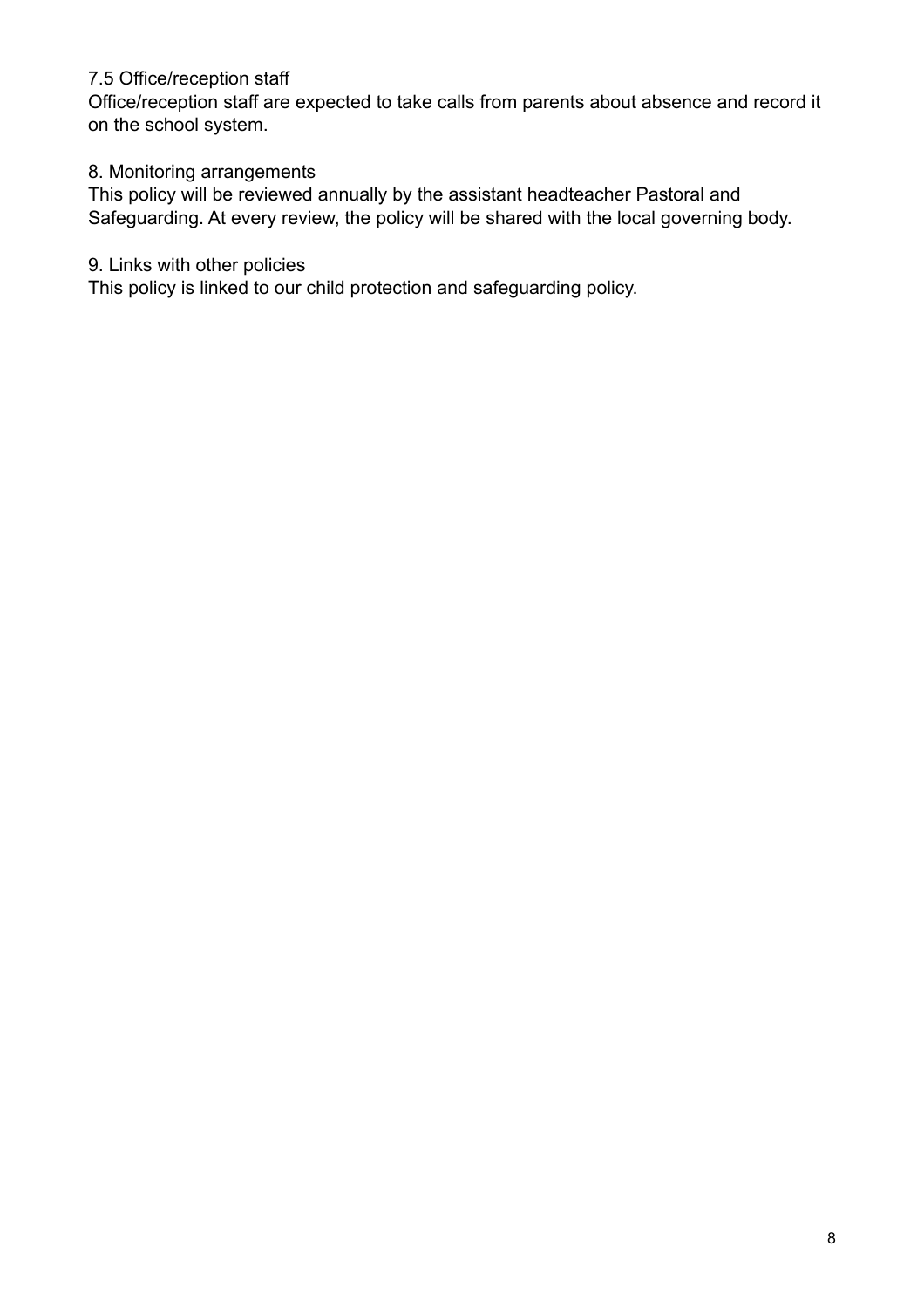### 7.5 Office/reception staff

Office/reception staff are expected to take calls from parents about absence and record it on the school system.

## 8. Monitoring arrangements

This policy will be reviewed annually by the assistant headteacher Pastoral and Safeguarding. At every review, the policy will be shared with the local governing body.

## 9. Links with other policies

This policy is linked to our child protection and safeguarding policy.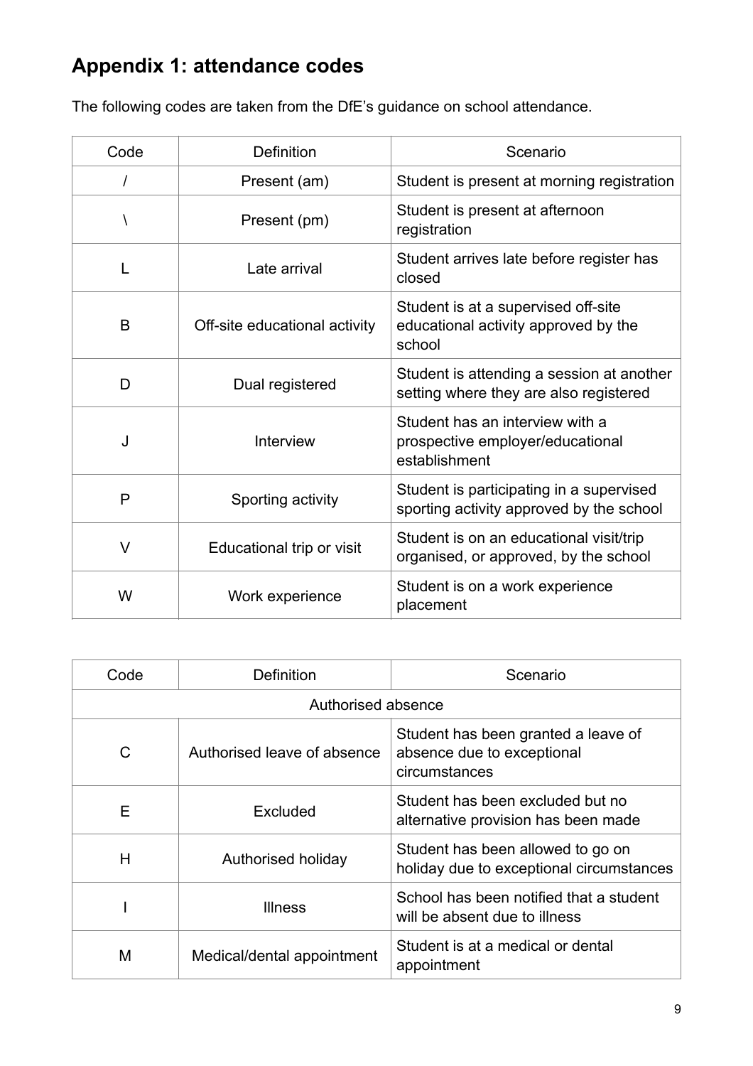## Appendix 1: attendance codes

The following codes are taken from the DfE's guidance on school attendance.

| Code | Definition | Scenario |
|---|---|---|
| / | Present (am) | Student is present at morning registration |
| \ | Present (pm) | Student is present at afternoon registration |
| L | Late arrival | Student arrives late before register has closed |
| B | Off-site educational activity | Student is at a supervised off-site educational activity approved by the school |
| D | Dual registered | Student is attending a session at another setting where they are also registered |
| J | Interview | Student has an interview with a prospective employer/educational establishment |
| P | Sporting activity | Student is participating in a supervised sporting activity approved by the school |
| V | Educational trip or visit | Student is on an educational visit/trip organised, or approved, by the school |
| W | Work experience | Student is on a work experience placement |

| Code | Definition | Scenario |
|---|---|---|
| Authorised absence | | |
| C | Authorised leave of absence | Student has been granted a leave of absence due to exceptional circumstances |
| E | Excluded | Student has been excluded but no alternative provision has been made |
| H | Authorised holiday | Student has been allowed to go on holiday due to exceptional circumstances |
| I | Illness | School has been notified that a student will be absent due to illness |
| M | Medical/dental appointment | Student is at a medical or dental appointment |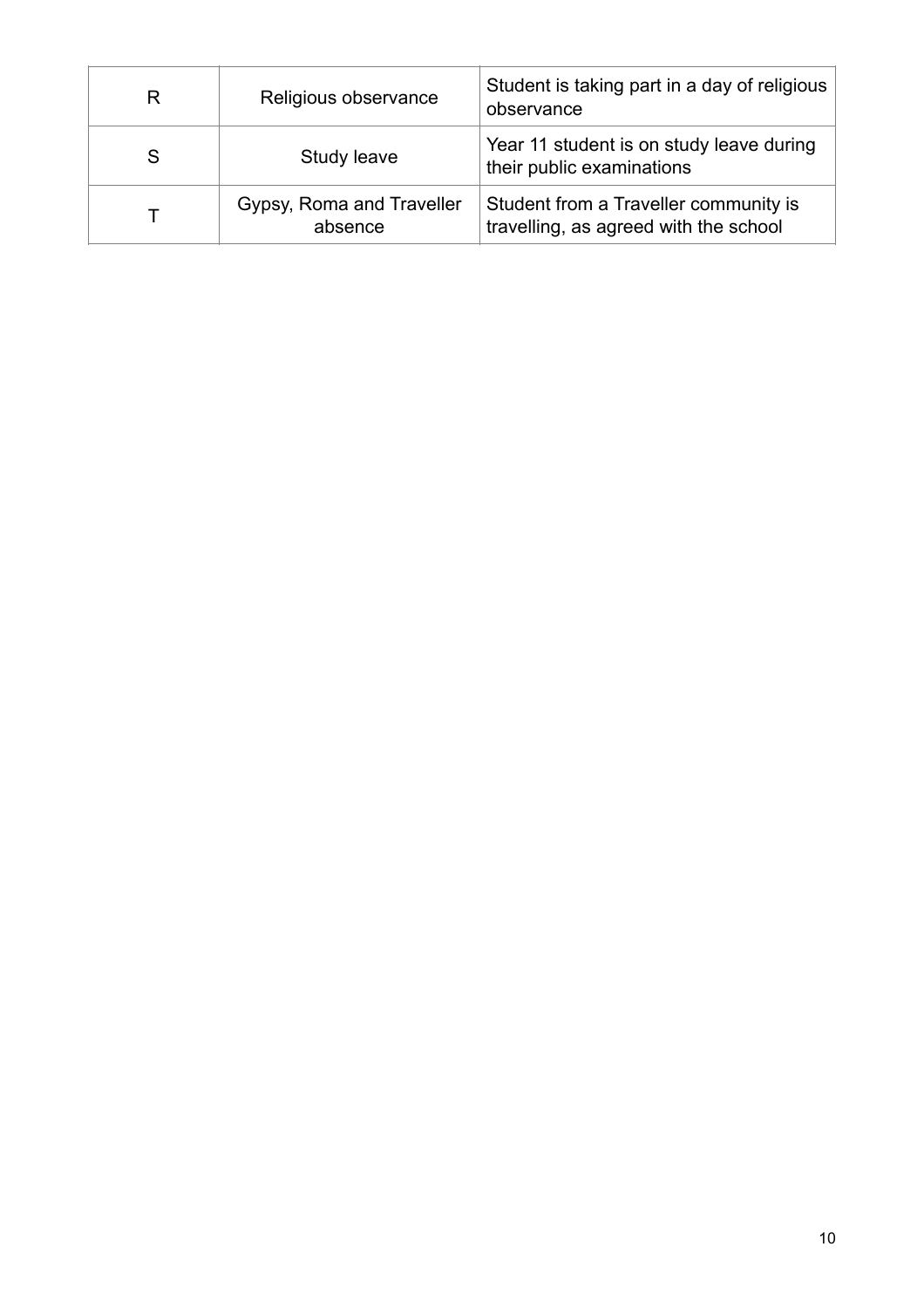| | | |
|---|---|---|
| R | Religious observance | Student is taking part in a day of religious observance |
| S | Study leave | Year 11 student is on study leave during their public examinations |
| T | Gypsy, Roma and Traveller absence | Student from a Traveller community is travelling, as agreed with the school |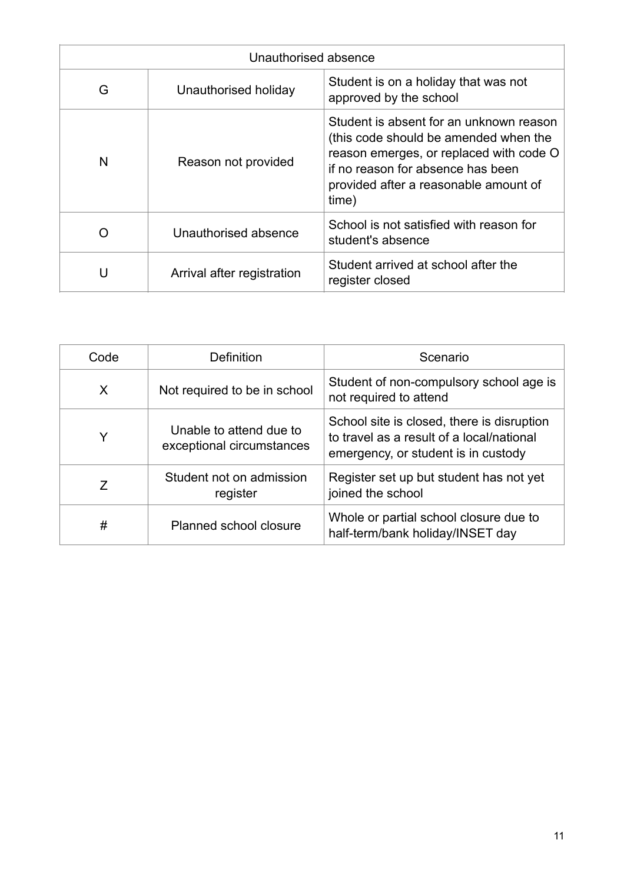| Unauthorised absence | | |
|---|---|---|
| G | Unauthorised holiday | Student is on a holiday that was not approved by the school |
| N | Reason not provided | Student is absent for an unknown reason (this code should be amended when the reason emerges, or replaced with code O if no reason for absence has been provided after a reasonable amount of time) |
| O | Unauthorised absence | School is not satisfied with reason for student's absence |
| U | Arrival after registration | Student arrived at school after the register closed |

| Code | Definition | Scenario |
|---|---|---|
| X | Not required to be in school | Student of non-compulsory school age is not required to attend |
| Y | Unable to attend due to exceptional circumstances | School site is closed, there is disruption to travel as a result of a local/national emergency, or student is in custody |
| Z | Student not on admission register | Register set up but student has not yet joined the school |
| # | Planned school closure | Whole or partial school closure due to half-term/bank holiday/INSET day |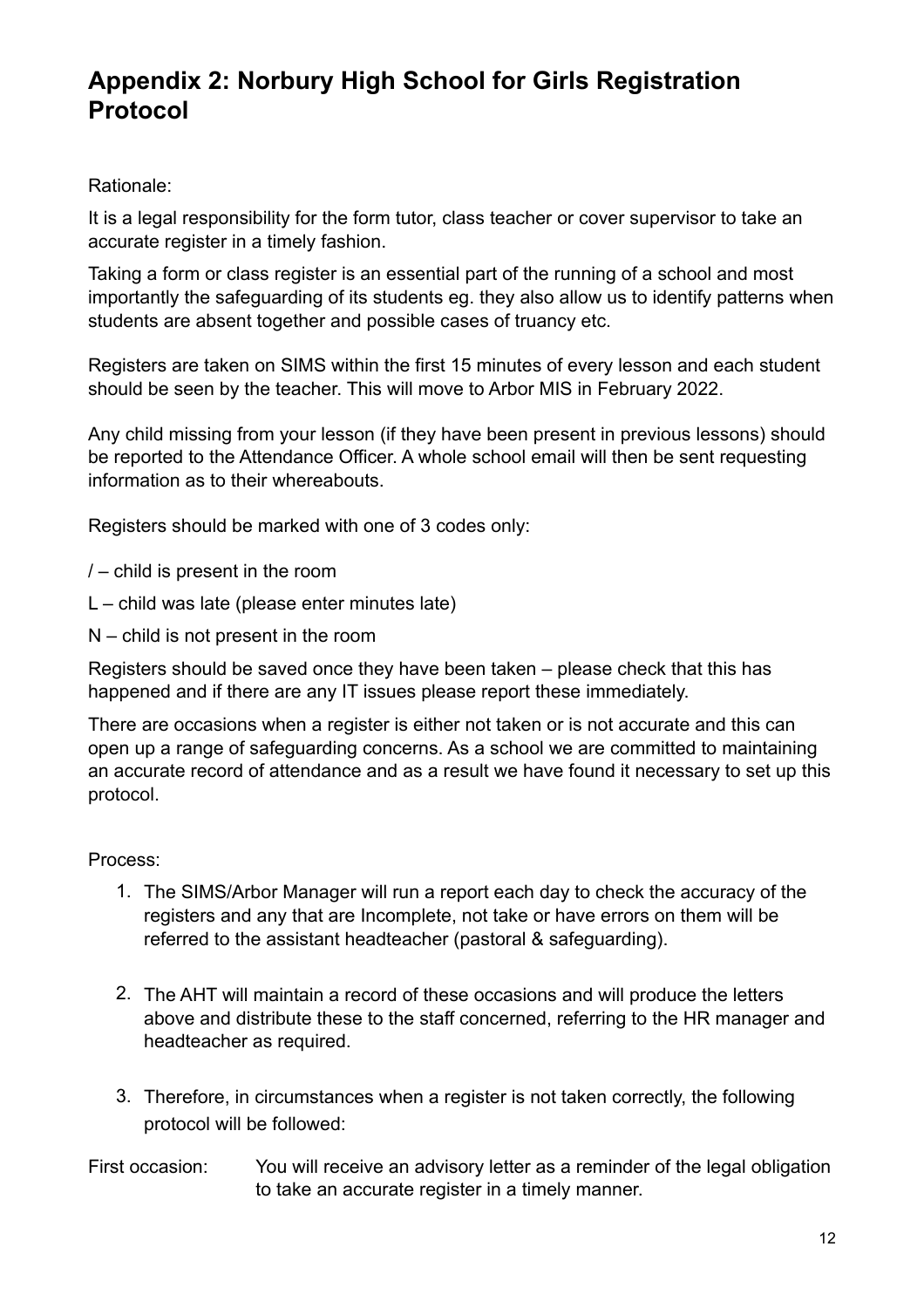# Appendix 2: Norbury High School for Girls Registration Protocol

Rationale:

It is a legal responsibility for the form tutor, class teacher or cover supervisor to take an accurate register in a timely fashion.

Taking a form or class register is an essential part of the running of a school and most importantly the safeguarding of its students eg. they also allow us to identify patterns when students are absent together and possible cases of truancy etc.

Registers are taken on SIMS within the first 15 minutes of every lesson and each student should be seen by the teacher. This will move to Arbor MIS in February 2022.

Any child missing from your lesson (if they have been present in previous lessons) should be reported to the Attendance Officer. A whole school email will then be sent requesting information as to their whereabouts.

Registers should be marked with one of 3 codes only:

/ – child is present in the room

L – child was late (please enter minutes late)

N – child is not present in the room

Registers should be saved once they have been taken – please check that this has happened and if there are any IT issues please report these immediately.

There are occasions when a register is either not taken or is not accurate and this can open up a range of safeguarding concerns. As a school we are committed to maintaining an accurate record of attendance and as a result we have found it necessary to set up this protocol.

Process:

1. The SIMS/Arbor Manager will run a report each day to check the accuracy of the registers and any that are Incomplete, not take or have errors on them will be referred to the assistant headteacher (pastoral & safeguarding).

2. The AHT will maintain a record of these occasions and will produce the letters above and distribute these to the staff concerned, referring to the HR manager and headteacher as required.

3. Therefore, in circumstances when a register is not taken correctly, the following protocol will be followed:

First occasion: You will receive an advisory letter as a reminder of the legal obligation to take an accurate register in a timely manner.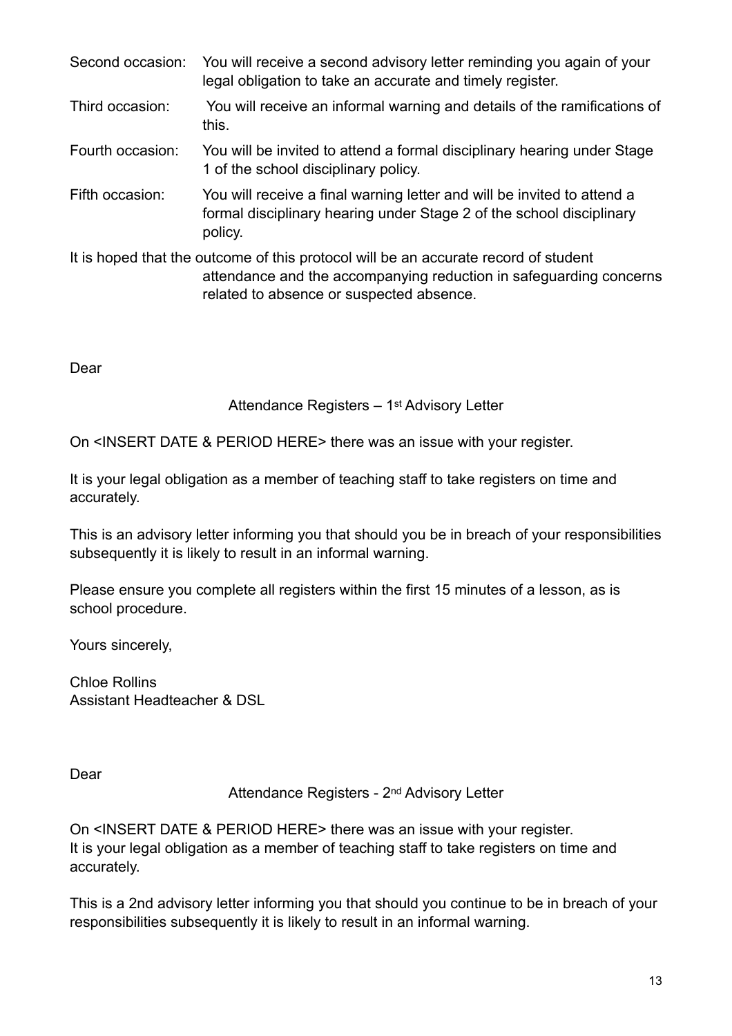Second occasion: You will receive a second advisory letter reminding you again of your legal obligation to take an accurate and timely register.

Third occasion: You will receive an informal warning and details of the ramifications of this.

Fourth occasion: You will be invited to attend a formal disciplinary hearing under Stage 1 of the school disciplinary policy.

Fifth occasion: You will receive a final warning letter and will be invited to attend a formal disciplinary hearing under Stage 2 of the school disciplinary policy.

It is hoped that the outcome of this protocol will be an accurate record of student attendance and the accompanying reduction in safeguarding concerns related to absence or suspected absence.

Dear

Attendance Registers – 1st Advisory Letter

On <INSERT DATE & PERIOD HERE> there was an issue with your register.

It is your legal obligation as a member of teaching staff to take registers on time and accurately.

This is an advisory letter informing you that should you be in breach of your responsibilities subsequently it is likely to result in an informal warning.

Please ensure you complete all registers within the first 15 minutes of a lesson, as is school procedure.

Yours sincerely,

Chloe Rollins
Assistant Headteacher & DSL

Dear

Attendance Registers - 2nd Advisory Letter

On <INSERT DATE & PERIOD HERE> there was an issue with your register.
It is your legal obligation as a member of teaching staff to take registers on time and accurately.

This is a 2nd advisory letter informing you that should you continue to be in breach of your responsibilities subsequently it is likely to result in an informal warning.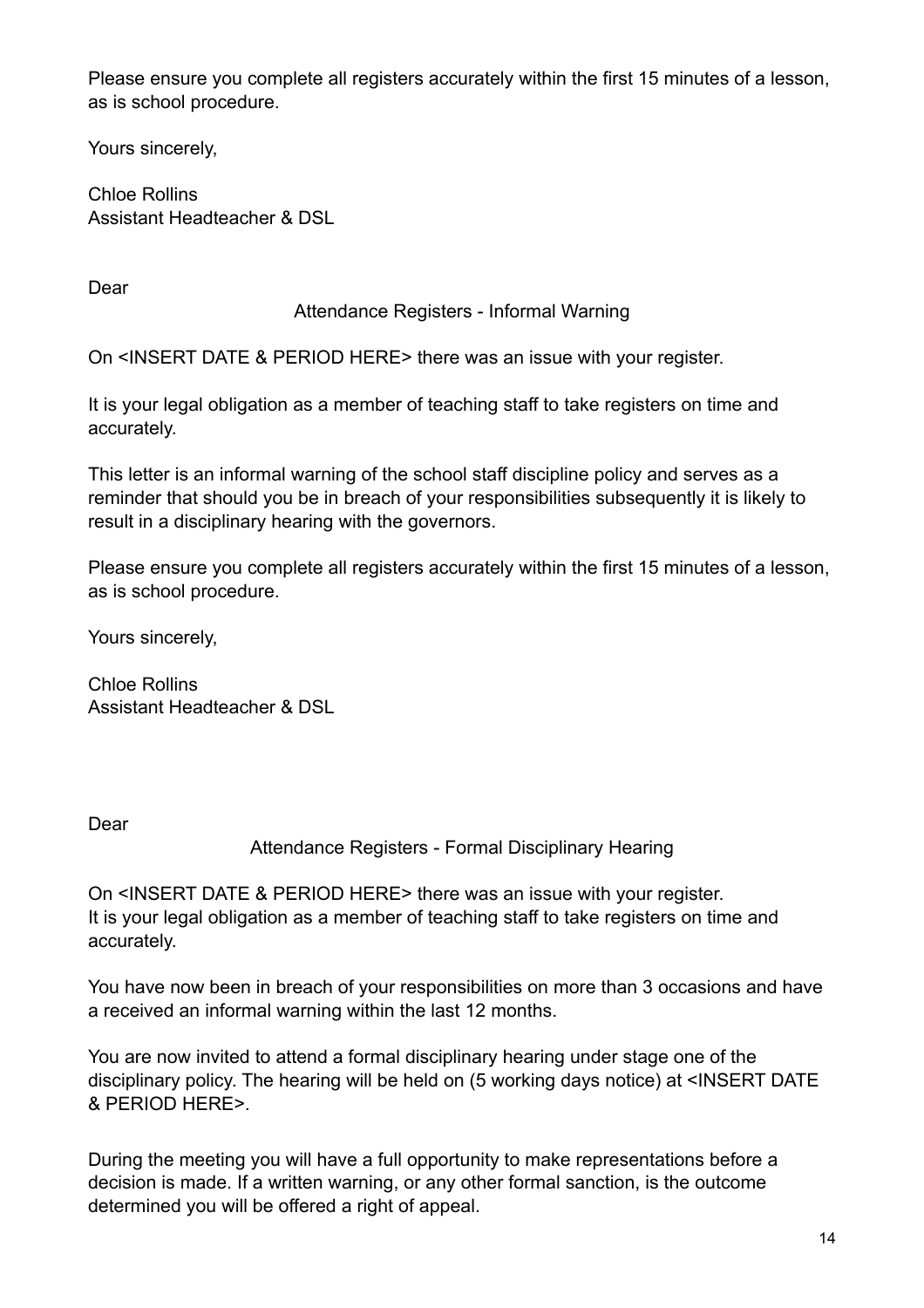Please ensure you complete all registers accurately within the first 15 minutes of a lesson, as is school procedure.

Yours sincerely,

Chloe Rollins
Assistant Headteacher & DSL

Dear

Attendance Registers - Informal Warning

On <INSERT DATE & PERIOD HERE> there was an issue with your register.

It is your legal obligation as a member of teaching staff to take registers on time and accurately.

This letter is an informal warning of the school staff discipline policy and serves as a reminder that should you be in breach of your responsibilities subsequently it is likely to result in a disciplinary hearing with the governors.

Please ensure you complete all registers accurately within the first 15 minutes of a lesson, as is school procedure.

Yours sincerely,

Chloe Rollins
Assistant Headteacher & DSL

Dear

Attendance Registers - Formal Disciplinary Hearing

On <INSERT DATE & PERIOD HERE> there was an issue with your register.
It is your legal obligation as a member of teaching staff to take registers on time and accurately.

You have now been in breach of your responsibilities on more than 3 occasions and have a received an informal warning within the last 12 months.

You are now invited to attend a formal disciplinary hearing under stage one of the disciplinary policy. The hearing will be held on (5 working days notice) at <INSERT DATE & PERIOD HERE>.

During the meeting you will have a full opportunity to make representations before a decision is made. If a written warning, or any other formal sanction, is the outcome determined you will be offered a right of appeal.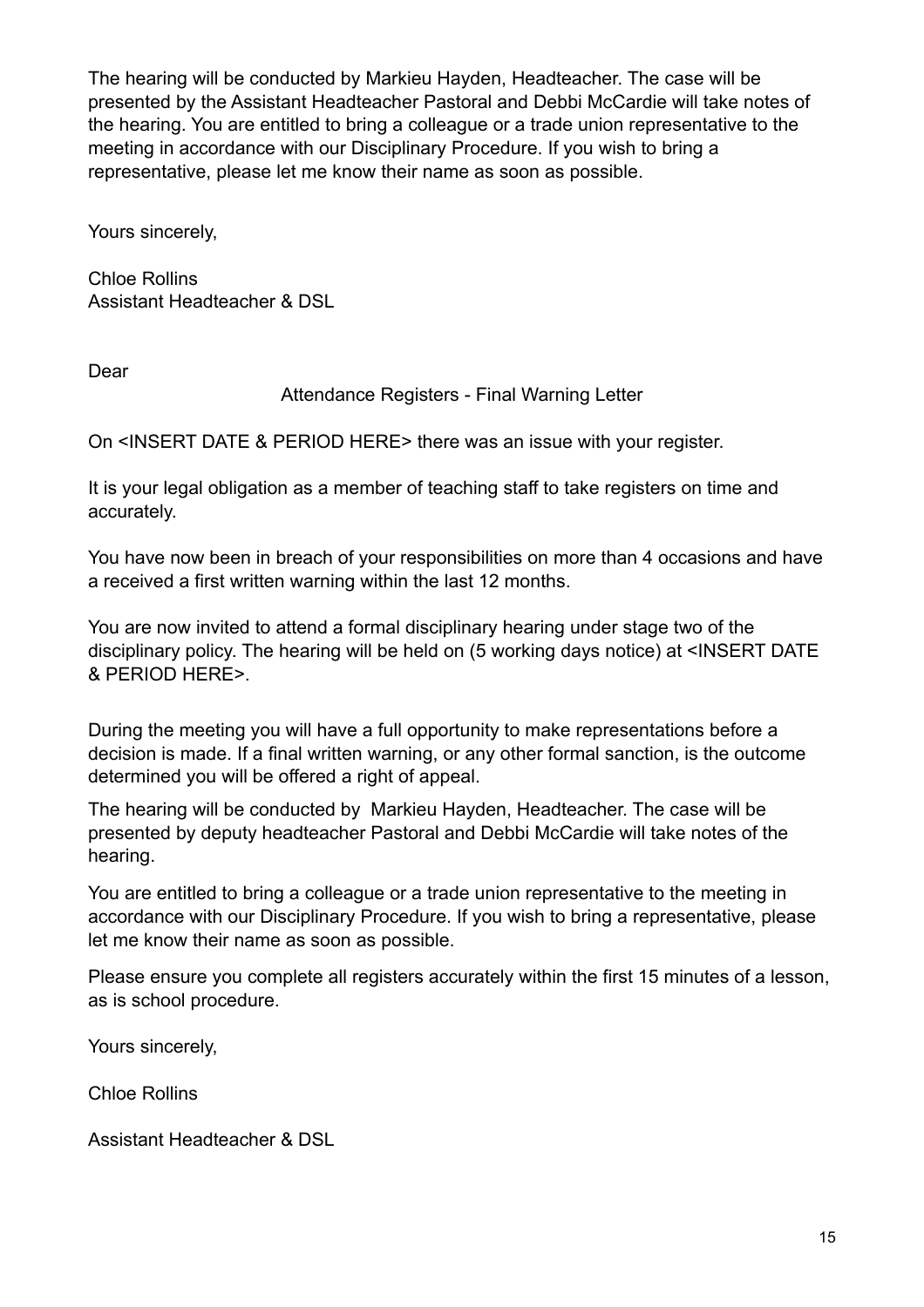The hearing will be conducted by Markieu Hayden, Headteacher. The case will be presented by the Assistant Headteacher Pastoral and Debbi McCardie will take notes of the hearing. You are entitled to bring a colleague or a trade union representative to the meeting in accordance with our Disciplinary Procedure. If you wish to bring a representative, please let me know their name as soon as possible.

Yours sincerely,

Chloe Rollins
Assistant Headteacher & DSL

Dear

Attendance Registers - Final Warning Letter

On <INSERT DATE & PERIOD HERE> there was an issue with your register.

It is your legal obligation as a member of teaching staff to take registers on time and accurately.

You have now been in breach of your responsibilities on more than 4 occasions and have a received a first written warning within the last 12 months.

You are now invited to attend a formal disciplinary hearing under stage two of the disciplinary policy. The hearing will be held on (5 working days notice) at <INSERT DATE & PERIOD HERE>.

During the meeting you will have a full opportunity to make representations before a decision is made. If a final written warning, or any other formal sanction, is the outcome determined you will be offered a right of appeal.

The hearing will be conducted by Markieu Hayden, Headteacher. The case will be presented by deputy headteacher Pastoral and Debbi McCardie will take notes of the hearing.

You are entitled to bring a colleague or a trade union representative to the meeting in accordance with our Disciplinary Procedure. If you wish to bring a representative, please let me know their name as soon as possible.

Please ensure you complete all registers accurately within the first 15 minutes of a lesson, as is school procedure.

Yours sincerely,

Chloe Rollins

Assistant Headteacher & DSL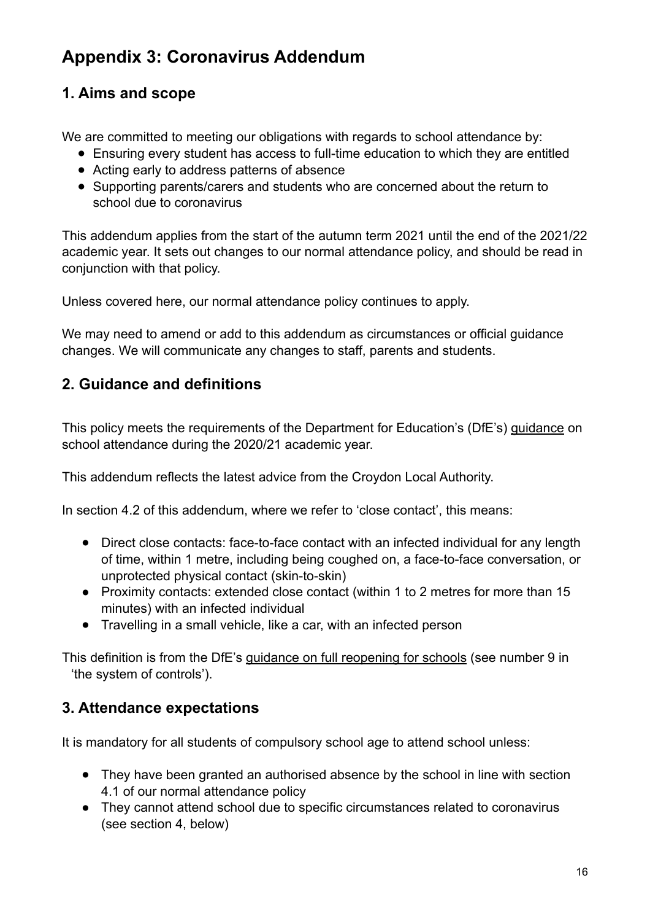# Appendix 3: Coronavirus Addendum

## 1. Aims and scope

We are committed to meeting our obligations with regards to school attendance by:

- Ensuring every student has access to full-time education to which they are entitled
- Acting early to address patterns of absence
- Supporting parents/carers and students who are concerned about the return to school due to coronavirus

This addendum applies from the start of the autumn term 2021 until the end of the 2021/22 academic year. It sets out changes to our normal attendance policy, and should be read in conjunction with that policy.

Unless covered here, our normal attendance policy continues to apply.

We may need to amend or add to this addendum as circumstances or official guidance changes. We will communicate any changes to staff, parents and students.

## 2. Guidance and definitions

This policy meets the requirements of the Department for Education's (DfE's) guidance on school attendance during the 2020/21 academic year.

This addendum reflects the latest advice from the Croydon Local Authority.

In section 4.2 of this addendum, where we refer to 'close contact', this means:

- Direct close contacts: face-to-face contact with an infected individual for any length of time, within 1 metre, including being coughed on, a face-to-face conversation, or unprotected physical contact (skin-to-skin)
- Proximity contacts: extended close contact (within 1 to 2 metres for more than 15 minutes) with an infected individual
- Travelling in a small vehicle, like a car, with an infected person

This definition is from the DfE's guidance on full reopening for schools (see number 9 in 'the system of controls').

## 3. Attendance expectations

It is mandatory for all students of compulsory school age to attend school unless:

- They have been granted an authorised absence by the school in line with section 4.1 of our normal attendance policy
- They cannot attend school due to specific circumstances related to coronavirus (see section 4, below)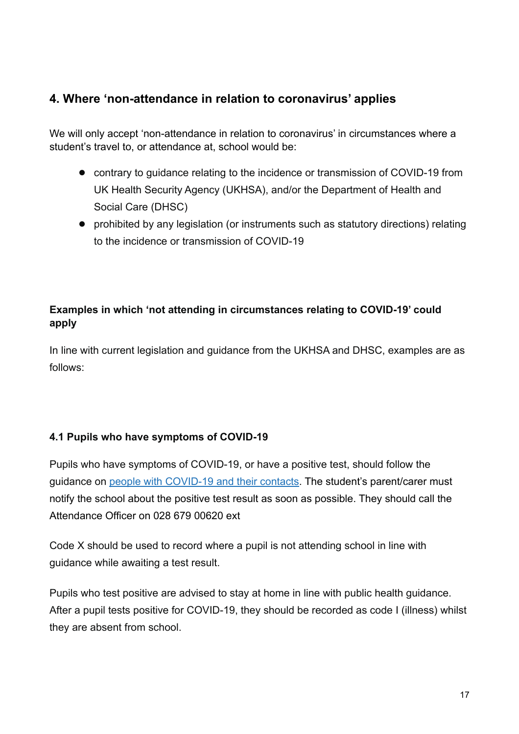## 4. Where 'non-attendance in relation to coronavirus' applies

We will only accept 'non-attendance in relation to coronavirus' in circumstances where a student's travel to, or attendance at, school would be:

- contrary to guidance relating to the incidence or transmission of COVID-19 from UK Health Security Agency (UKHSA), and/or the Department of Health and Social Care (DHSC)
- prohibited by any legislation (or instruments such as statutory directions) relating to the incidence or transmission of COVID-19

**Examples in which 'not attending in circumstances relating to COVID-19' could apply**

In line with current legislation and guidance from the UKHSA and DHSC, examples are as follows:

#### 4.1 Pupils who have symptoms of COVID-19

Pupils who have symptoms of COVID-19, or have a positive test, should follow the guidance on [people with COVID-19 and their contacts](). The student's parent/carer must notify the school about the positive test result as soon as possible. They should call the Attendance Officer on 028 679 00620 ext

Code X should be used to record where a pupil is not attending school in line with guidance while awaiting a test result.

Pupils who test positive are advised to stay at home in line with public health guidance. After a pupil tests positive for COVID-19, they should be recorded as code I (illness) whilst they are absent from school.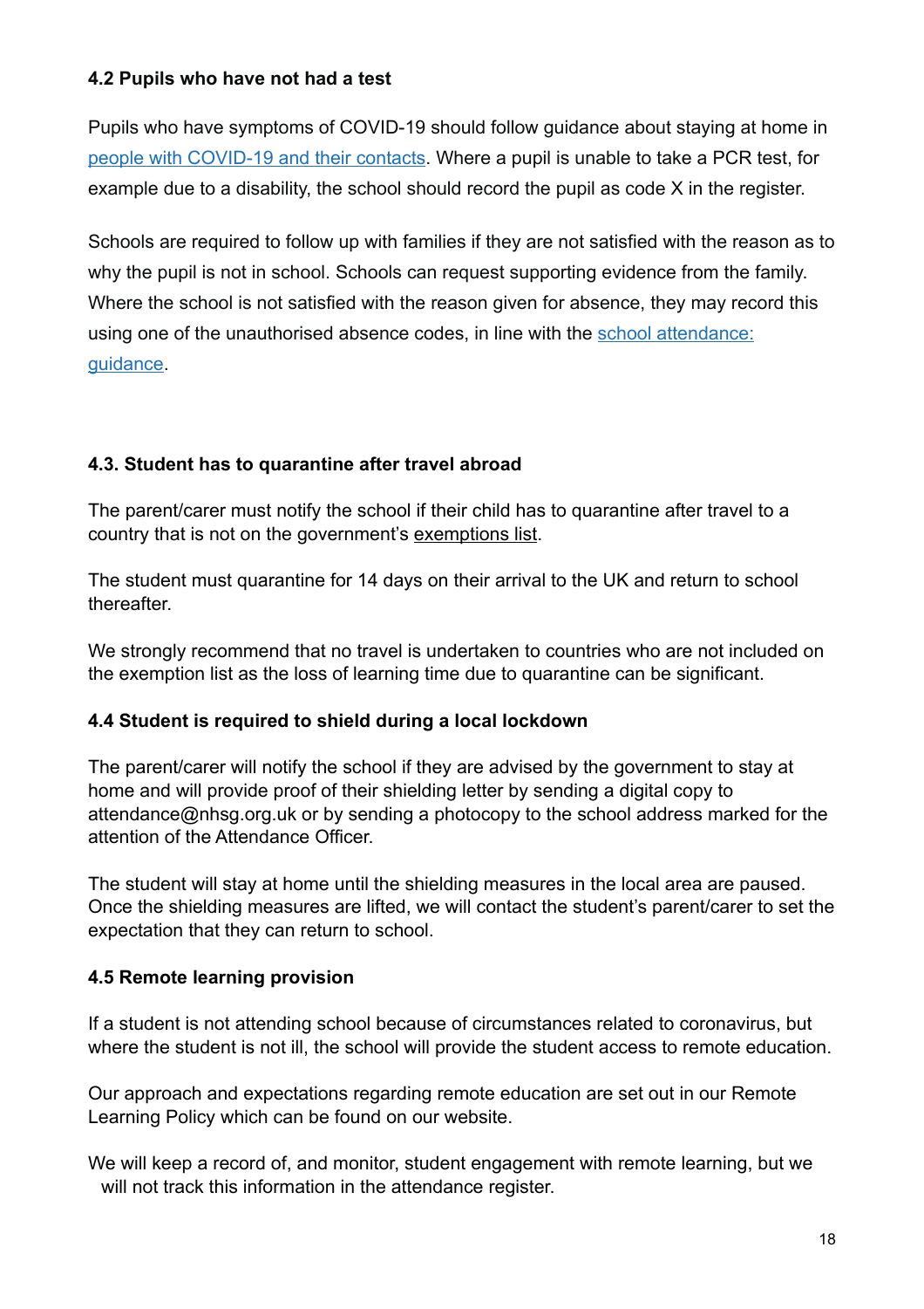#### 4.2 Pupils who have not had a test

Pupils who have symptoms of COVID-19 should follow guidance about staying at home in [people with COVID-19 and their contacts](). Where a pupil is unable to take a PCR test, for example due to a disability, the school should record the pupil as code X in the register.

Schools are required to follow up with families if they are not satisfied with the reason as to why the pupil is not in school. Schools can request supporting evidence from the family. Where the school is not satisfied with the reason given for absence, they may record this using one of the unauthorised absence codes, in line with the [school attendance: guidance]().

#### 4.3. Student has to quarantine after travel abroad

The parent/carer must notify the school if their child has to quarantine after travel to a country that is not on the government's exemptions list.

The student must quarantine for 14 days on their arrival to the UK and return to school thereafter.

We strongly recommend that no travel is undertaken to countries who are not included on the exemption list as the loss of learning time due to quarantine can be significant.

#### 4.4 Student is required to shield during a local lockdown

The parent/carer will notify the school if they are advised by the government to stay at home and will provide proof of their shielding letter by sending a digital copy to attendance@nhsg.org.uk or by sending a photocopy to the school address marked for the attention of the Attendance Officer.

The student will stay at home until the shielding measures in the local area are paused. Once the shielding measures are lifted, we will contact the student's parent/carer to set the expectation that they can return to school.

#### 4.5 Remote learning provision

If a student is not attending school because of circumstances related to coronavirus, but where the student is not ill, the school will provide the student access to remote education.

Our approach and expectations regarding remote education are set out in our Remote Learning Policy which can be found on our website.

We will keep a record of, and monitor, student engagement with remote learning, but we will not track this information in the attendance register.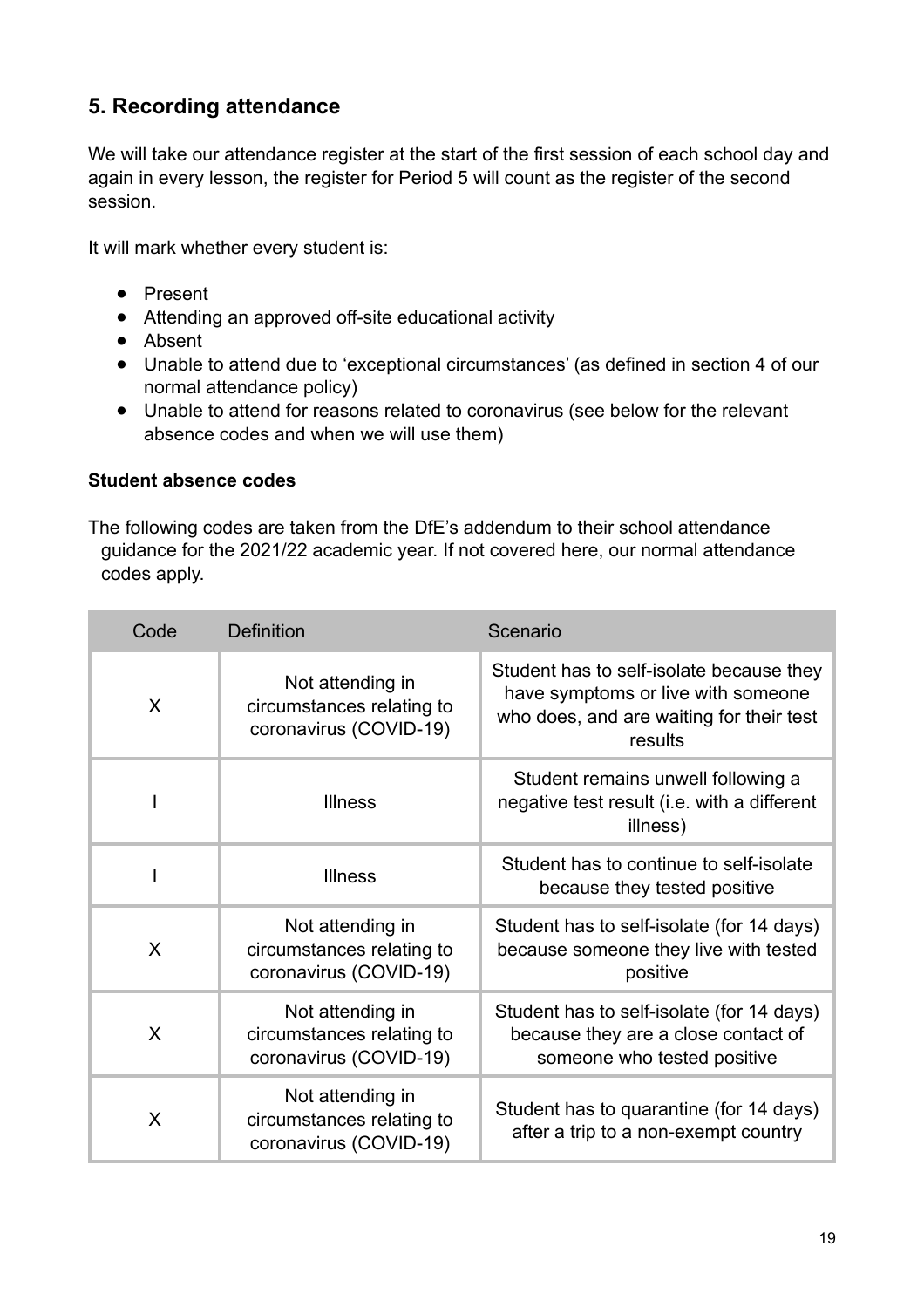## 5. Recording attendance

We will take our attendance register at the start of the first session of each school day and again in every lesson, the register for Period 5 will count as the register of the second session.

It will mark whether every student is:

- Present
- Attending an approved off-site educational activity
- Absent
- Unable to attend due to 'exceptional circumstances' (as defined in section 4 of our normal attendance policy)
- Unable to attend for reasons related to coronavirus (see below for the relevant absence codes and when we will use them)

**Student absence codes**

The following codes are taken from the DfE's addendum to their school attendance guidance for the 2021/22 academic year. If not covered here, our normal attendance codes apply.

| Code | Definition | Scenario |
|---|---|---|
| X | Not attending in circumstances relating to coronavirus (COVID-19) | Student has to self-isolate because they have symptoms or live with someone who does, and are waiting for their test results |
| I | Illness | Student remains unwell following a negative test result (i.e. with a different illness) |
| I | Illness | Student has to continue to self-isolate because they tested positive |
| X | Not attending in circumstances relating to coronavirus (COVID-19) | Student has to self-isolate (for 14 days) because someone they live with tested positive |
| X | Not attending in circumstances relating to coronavirus (COVID-19) | Student has to self-isolate (for 14 days) because they are a close contact of someone who tested positive |
| X | Not attending in circumstances relating to coronavirus (COVID-19) | Student has to quarantine (for 14 days) after a trip to a non-exempt country |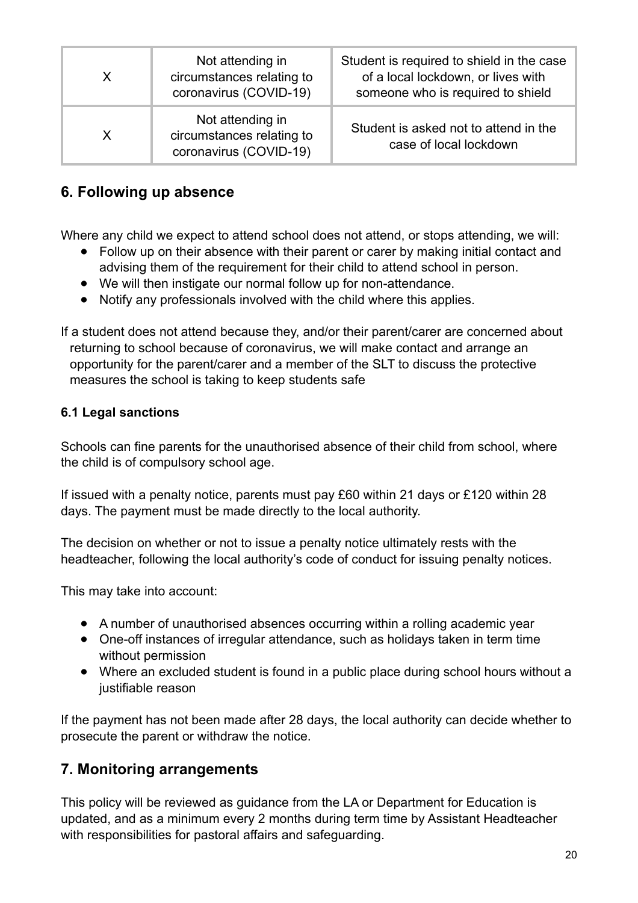| | | |
|---|---|---|
| X | Not attending in circumstances relating to coronavirus (COVID-19) | Student is required to shield in the case of a local lockdown, or lives with someone who is required to shield |
| X | Not attending in circumstances relating to coronavirus (COVID-19) | Student is asked not to attend in the case of local lockdown |

## 6. Following up absence

Where any child we expect to attend school does not attend, or stops attending, we will:

- Follow up on their absence with their parent or carer by making initial contact and advising them of the requirement for their child to attend school in person.
- We will then instigate our normal follow up for non-attendance.
- Notify any professionals involved with the child where this applies.

If a student does not attend because they, and/or their parent/carer are concerned about returning to school because of coronavirus, we will make contact and arrange an opportunity for the parent/carer and a member of the SLT to discuss the protective measures the school is taking to keep students safe

### 6.1 Legal sanctions

Schools can fine parents for the unauthorised absence of their child from school, where the child is of compulsory school age.

If issued with a penalty notice, parents must pay £60 within 21 days or £120 within 28 days. The payment must be made directly to the local authority.

The decision on whether or not to issue a penalty notice ultimately rests with the headteacher, following the local authority's code of conduct for issuing penalty notices.

This may take into account:

- A number of unauthorised absences occurring within a rolling academic year
- One-off instances of irregular attendance, such as holidays taken in term time without permission
- Where an excluded student is found in a public place during school hours without a justifiable reason

If the payment has not been made after 28 days, the local authority can decide whether to prosecute the parent or withdraw the notice.

## 7. Monitoring arrangements

This policy will be reviewed as guidance from the LA or Department for Education is updated, and as a minimum every 2 months during term time by Assistant Headteacher with responsibilities for pastoral affairs and safeguarding.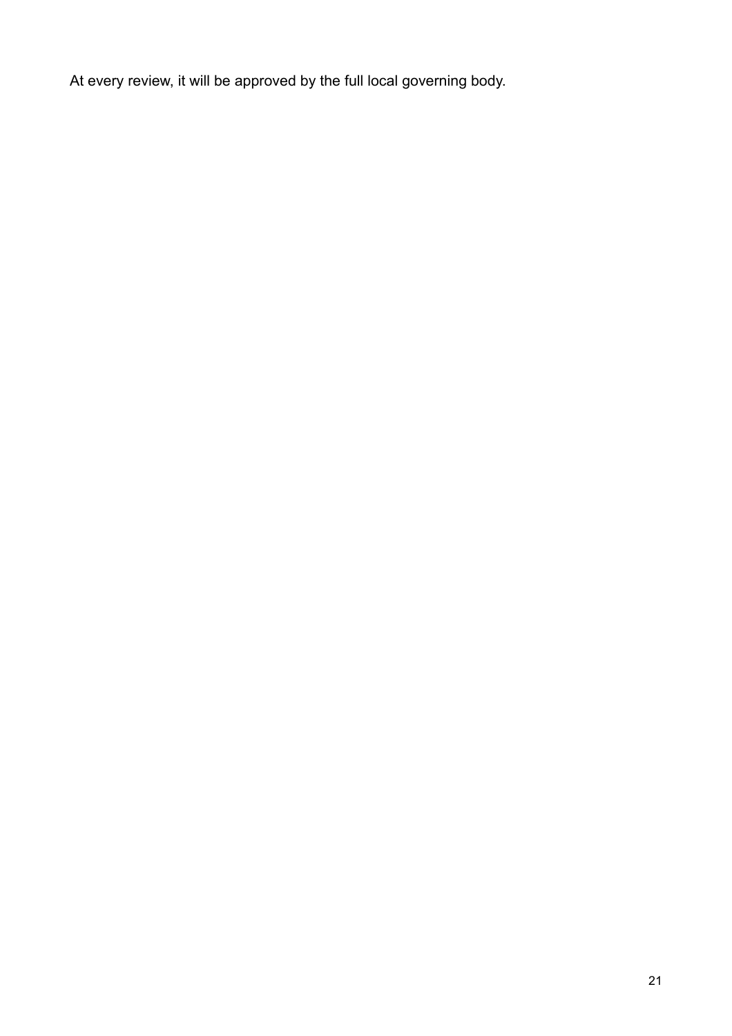At every review, it will be approved by the full local governing body.